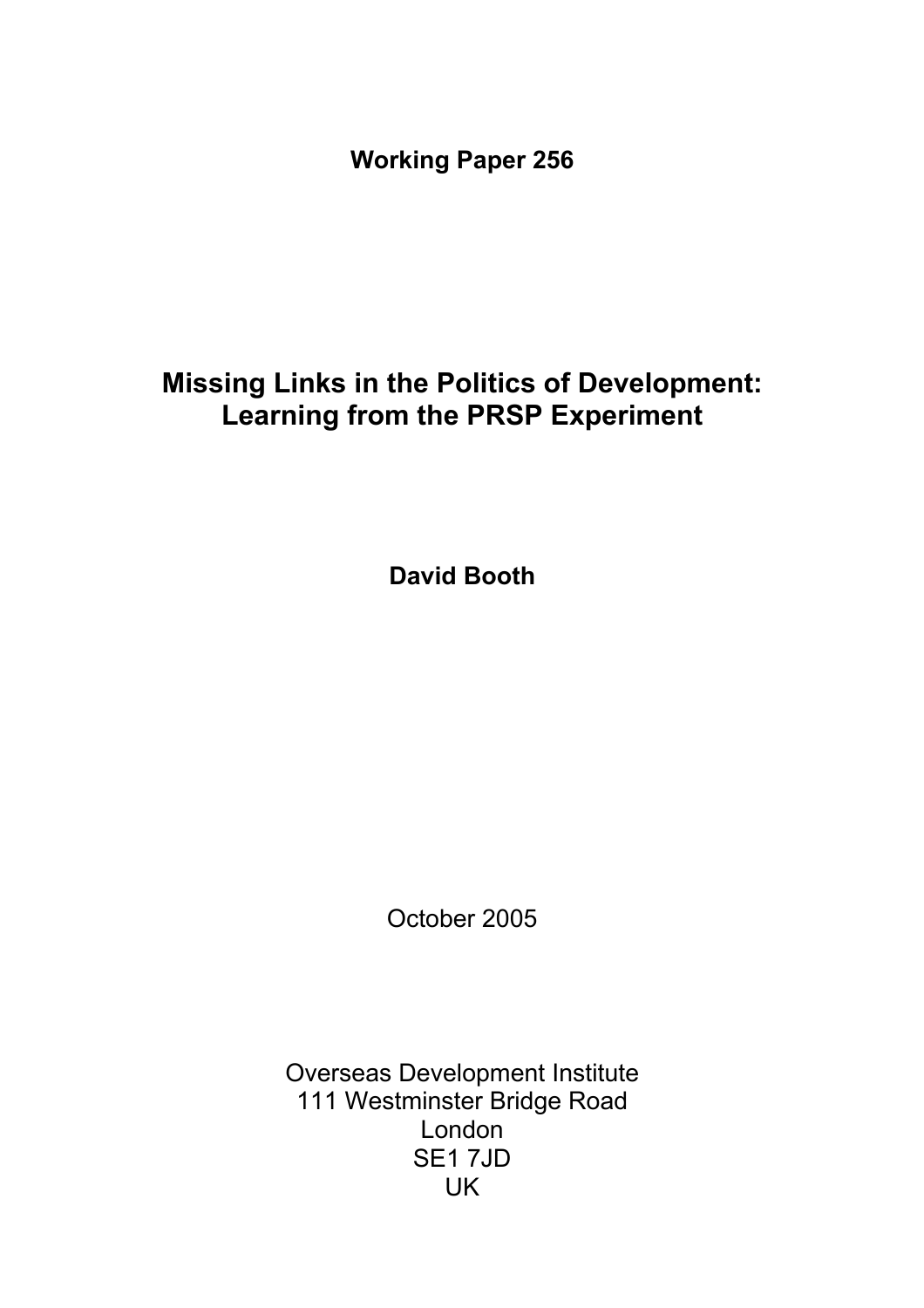**Working Paper 256**

# Missing Links in the Politics of Development: Learning from the PRSP Experiment

**David Booth**

October 2005

Overseas Development Institute
111 Westminster Bridge Road
London
SE1 7JD
UK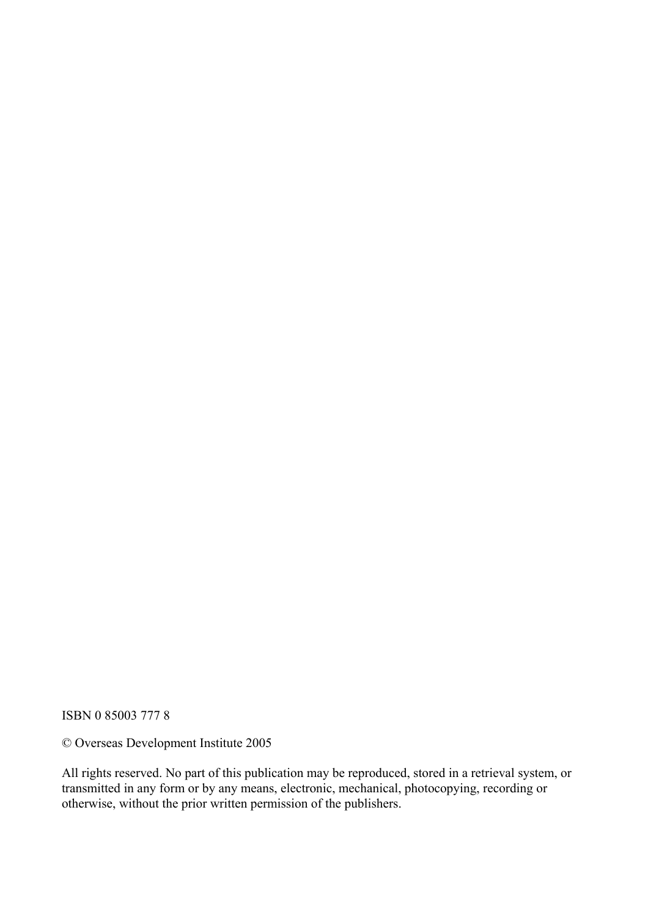ISBN 0 85003 777 8

© Overseas Development Institute 2005

All rights reserved. No part of this publication may be reproduced, stored in a retrieval system, or transmitted in any form or by any means, electronic, mechanical, photocopying, recording or otherwise, without the prior written permission of the publishers.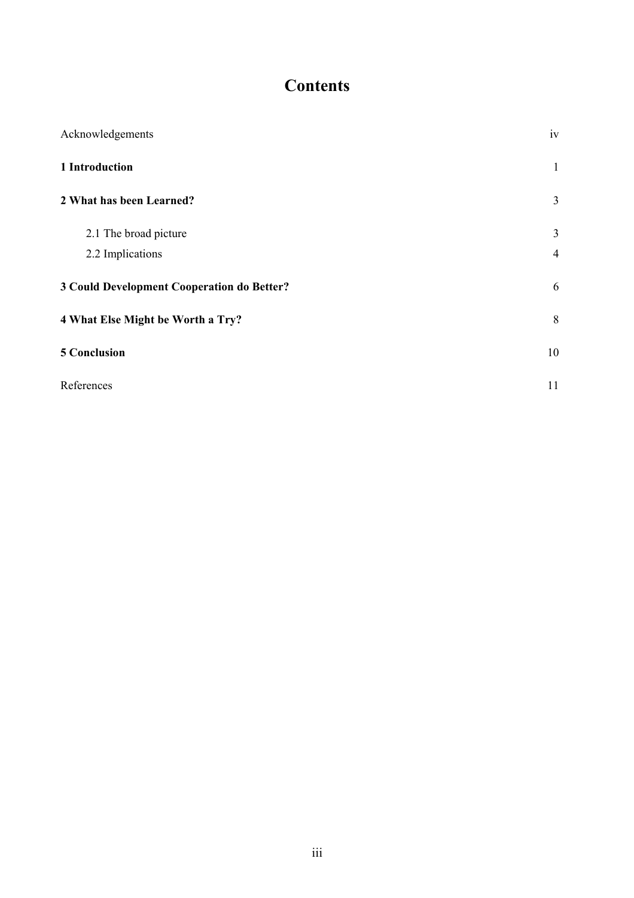# Contents

| | |
|---|---|
| Acknowledgements | iv |
| **1 Introduction** | 1 |
| **2 What has been Learned?** | 3 |
| 2.1 The broad picture | 3 |
| 2.2 Implications | 4 |
| **3 Could Development Cooperation do Better?** | 6 |
| **4 What Else Might be Worth a Try?** | 8 |
| **5 Conclusion** | 10 |
| References | 11 |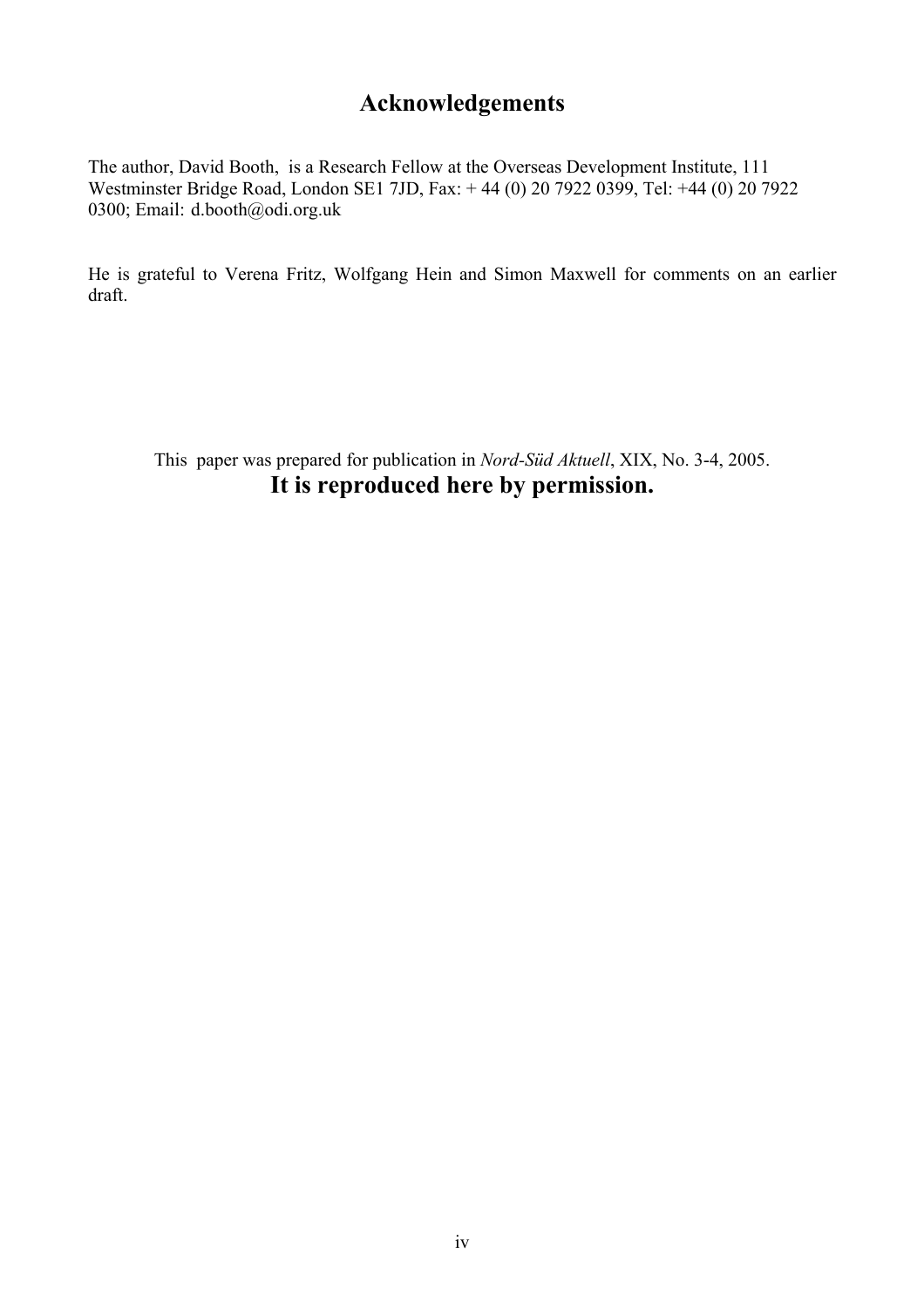## Acknowledgements

The author, David Booth, is a Research Fellow at the Overseas Development Institute, 111 Westminster Bridge Road, London SE1 7JD, Fax: + 44 (0) 20 7922 0399, Tel: +44 (0) 20 7922 0300; Email: d.booth@odi.org.uk

He is grateful to Verena Fritz, Wolfgang Hein and Simon Maxwell for comments on an earlier draft.

This paper was prepared for publication in *Nord-Süd Aktuell*, XIX, No. 3-4, 2005.

**It is reproduced here by permission.**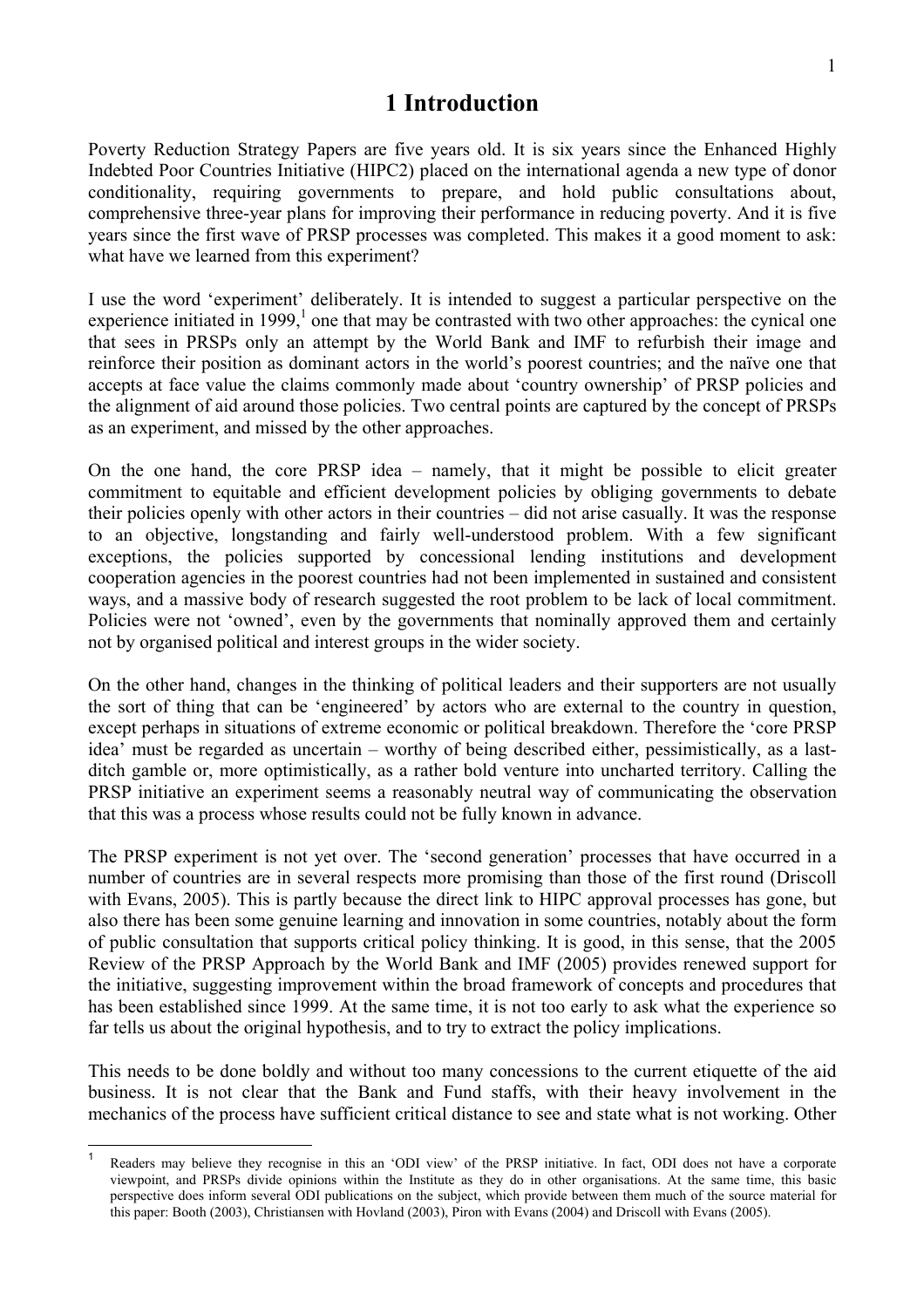# 1 Introduction

Poverty Reduction Strategy Papers are five years old. It is six years since the Enhanced Highly Indebted Poor Countries Initiative (HIPC2) placed on the international agenda a new type of donor conditionality, requiring governments to prepare, and hold public consultations about, comprehensive three-year plans for improving their performance in reducing poverty. And it is five years since the first wave of PRSP processes was completed. This makes it a good moment to ask: what have we learned from this experiment?

I use the word 'experiment' deliberately. It is intended to suggest a particular perspective on the experience initiated in 1999,[1] one that may be contrasted with two other approaches: the cynical one that sees in PRSPs only an attempt by the World Bank and IMF to refurbish their image and reinforce their position as dominant actors in the world's poorest countries; and the naïve one that accepts at face value the claims commonly made about 'country ownership' of PRSP policies and the alignment of aid around those policies. Two central points are captured by the concept of PRSPs as an experiment, and missed by the other approaches.

On the one hand, the core PRSP idea – namely, that it might be possible to elicit greater commitment to equitable and efficient development policies by obliging governments to debate their policies openly with other actors in their countries – did not arise casually. It was the response to an objective, longstanding and fairly well-understood problem. With a few significant exceptions, the policies supported by concessional lending institutions and development cooperation agencies in the poorest countries had not been implemented in sustained and consistent ways, and a massive body of research suggested the root problem to be lack of local commitment. Policies were not 'owned', even by the governments that nominally approved them and certainly not by organised political and interest groups in the wider society.

On the other hand, changes in the thinking of political leaders and their supporters are not usually the sort of thing that can be 'engineered' by actors who are external to the country in question, except perhaps in situations of extreme economic or political breakdown. Therefore the 'core PRSP idea' must be regarded as uncertain – worthy of being described either, pessimistically, as a last-ditch gamble or, more optimistically, as a rather bold venture into uncharted territory. Calling the PRSP initiative an experiment seems a reasonably neutral way of communicating the observation that this was a process whose results could not be fully known in advance.

The PRSP experiment is not yet over. The 'second generation' processes that have occurred in a number of countries are in several respects more promising than those of the first round (Driscoll with Evans, 2005). This is partly because the direct link to HIPC approval processes has gone, but also there has been some genuine learning and innovation in some countries, notably about the form of public consultation that supports critical policy thinking. It is good, in this sense, that the 2005 Review of the PRSP Approach by the World Bank and IMF (2005) provides renewed support for the initiative, suggesting improvement within the broad framework of concepts and procedures that has been established since 1999. At the same time, it is not too early to ask what the experience so far tells us about the original hypothesis, and to try to extract the policy implications.

This needs to be done boldly and without too many concessions to the current etiquette of the aid business. It is not clear that the Bank and Fund staffs, with their heavy involvement in the mechanics of the process have sufficient critical distance to see and state what is not working. Other

---

[1] Readers may believe they recognise in this an 'ODI view' of the PRSP initiative. In fact, ODI does not have a corporate viewpoint, and PRSPs divide opinions within the Institute as they do in other organisations. At the same time, this basic perspective does inform several ODI publications on the subject, which provide between them much of the source material for this paper: Booth (2003), Christiansen with Hovland (2003), Piron with Evans (2004) and Driscoll with Evans (2005).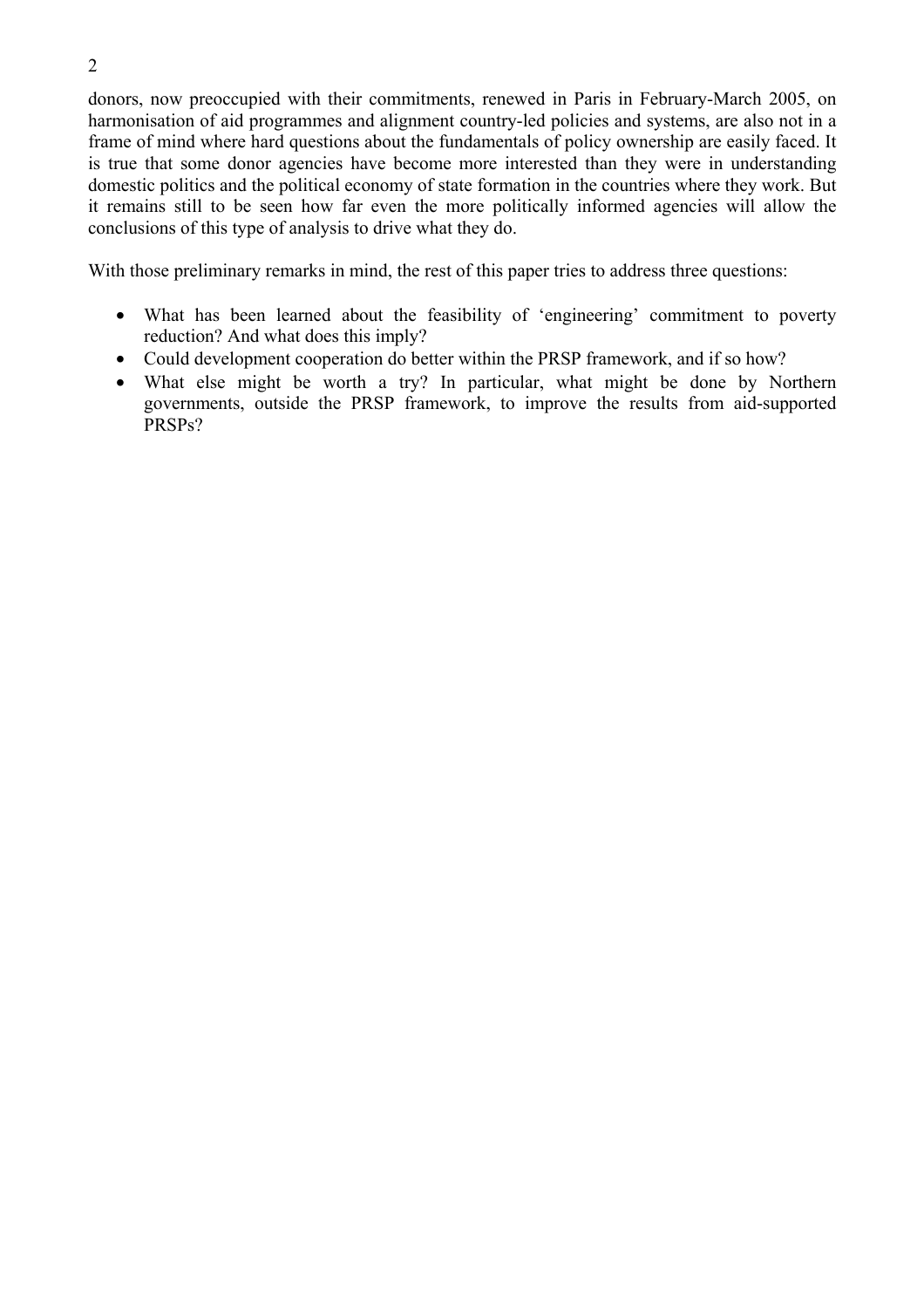donors, now preoccupied with their commitments, renewed in Paris in February-March 2005, on harmonisation of aid programmes and alignment country-led policies and systems, are also not in a frame of mind where hard questions about the fundamentals of policy ownership are easily faced. It is true that some donor agencies have become more interested than they were in understanding domestic politics and the political economy of state formation in the countries where they work. But it remains still to be seen how far even the more politically informed agencies will allow the conclusions of this type of analysis to drive what they do.

With those preliminary remarks in mind, the rest of this paper tries to address three questions:

- What has been learned about the feasibility of 'engineering' commitment to poverty reduction? And what does this imply?
- Could development cooperation do better within the PRSP framework, and if so how?
- What else might be worth a try? In particular, what might be done by Northern governments, outside the PRSP framework, to improve the results from aid-supported PRSPs?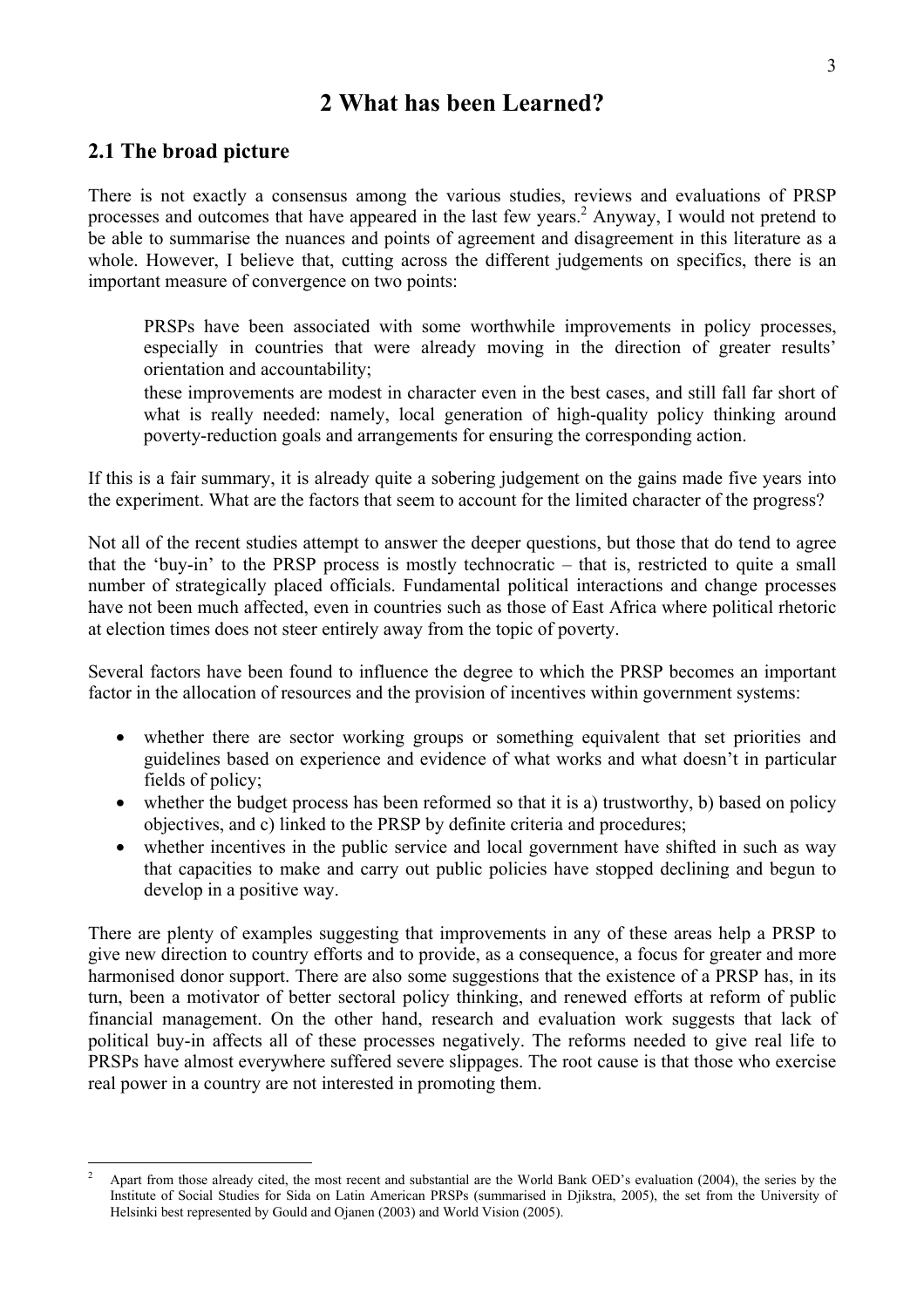# 2 What has been Learned?

## 2.1 The broad picture

There is not exactly a consensus among the various studies, reviews and evaluations of PRSP processes and outcomes that have appeared in the last few years.[2] Anyway, I would not pretend to be able to summarise the nuances and points of agreement and disagreement in this literature as a whole. However, I believe that, cutting across the different judgements on specifics, there is an important measure of convergence on two points:

> PRSPs have been associated with some worthwhile improvements in policy processes, especially in countries that were already moving in the direction of greater results' orientation and accountability;
>
> these improvements are modest in character even in the best cases, and still fall far short of what is really needed: namely, local generation of high-quality policy thinking around poverty-reduction goals and arrangements for ensuring the corresponding action.

If this is a fair summary, it is already quite a sobering judgement on the gains made five years into the experiment. What are the factors that seem to account for the limited character of the progress?

Not all of the recent studies attempt to answer the deeper questions, but those that do tend to agree that the 'buy-in' to the PRSP process is mostly technocratic – that is, restricted to quite a small number of strategically placed officials. Fundamental political interactions and change processes have not been much affected, even in countries such as those of East Africa where political rhetoric at election times does not steer entirely away from the topic of poverty.

Several factors have been found to influence the degree to which the PRSP becomes an important factor in the allocation of resources and the provision of incentives within government systems:

- whether there are sector working groups or something equivalent that set priorities and guidelines based on experience and evidence of what works and what doesn't in particular fields of policy;
- whether the budget process has been reformed so that it is a) trustworthy, b) based on policy objectives, and c) linked to the PRSP by definite criteria and procedures;
- whether incentives in the public service and local government have shifted in such as way that capacities to make and carry out public policies have stopped declining and begun to develop in a positive way.

There are plenty of examples suggesting that improvements in any of these areas help a PRSP to give new direction to country efforts and to provide, as a consequence, a focus for greater and more harmonised donor support. There are also some suggestions that the existence of a PRSP has, in its turn, been a motivator of better sectoral policy thinking, and renewed efforts at reform of public financial management. On the other hand, research and evaluation work suggests that lack of political buy-in affects all of these processes negatively. The reforms needed to give real life to PRSPs have almost everywhere suffered severe slippages. The root cause is that those who exercise real power in a country are not interested in promoting them.

---

[2] Apart from those already cited, the most recent and substantial are the World Bank OED's evaluation (2004), the series by the Institute of Social Studies for Sida on Latin American PRSPs (summarised in Djikstra, 2005), the set from the University of Helsinki best represented by Gould and Ojanen (2003) and World Vision (2005).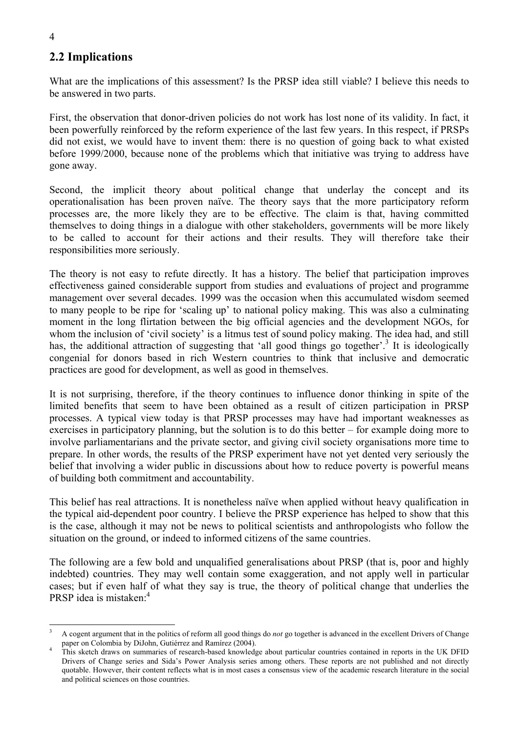## 2.2 Implications

What are the implications of this assessment? Is the PRSP idea still viable? I believe this needs to be answered in two parts.

First, the observation that donor-driven policies do not work has lost none of its validity. In fact, it been powerfully reinforced by the reform experience of the last few years. In this respect, if PRSPs did not exist, we would have to invent them: there is no question of going back to what existed before 1999/2000, because none of the problems which that initiative was trying to address have gone away.

Second, the implicit theory about political change that underlay the concept and its operationalisation has been proven naïve. The theory says that the more participatory reform processes are, the more likely they are to be effective. The claim is that, having committed themselves to doing things in a dialogue with other stakeholders, governments will be more likely to be called to account for their actions and their results. They will therefore take their responsibilities more seriously.

The theory is not easy to refute directly. It has a history. The belief that participation improves effectiveness gained considerable support from studies and evaluations of project and programme management over several decades. 1999 was the occasion when this accumulated wisdom seemed to many people to be ripe for 'scaling up' to national policy making. This was also a culminating moment in the long flirtation between the big official agencies and the development NGOs, for whom the inclusion of 'civil society' is a litmus test of sound policy making. The idea had, and still has, the additional attraction of suggesting that 'all good things go together'.[3] It is ideologically congenial for donors based in rich Western countries to think that inclusive and democratic practices are good for development, as well as good in themselves.

It is not surprising, therefore, if the theory continues to influence donor thinking in spite of the limited benefits that seem to have been obtained as a result of citizen participation in PRSP processes. A typical view today is that PRSP processes may have had important weaknesses as exercises in participatory planning, but the solution is to do this better – for example doing more to involve parliamentarians and the private sector, and giving civil society organisations more time to prepare. In other words, the results of the PRSP experiment have not yet dented very seriously the belief that involving a wider public in discussions about how to reduce poverty is powerful means of building both commitment and accountability.

This belief has real attractions. It is nonetheless naïve when applied without heavy qualification in the typical aid-dependent poor country. I believe the PRSP experience has helped to show that this is the case, although it may not be news to political scientists and anthropologists who follow the situation on the ground, or indeed to informed citizens of the same countries.

The following are a few bold and unqualified generalisations about PRSP (that is, poor and highly indebted) countries. They may well contain some exaggeration, and not apply well in particular cases; but if even half of what they say is true, the theory of political change that underlies the PRSP idea is mistaken:[4]

---

[3] A cogent argument that in the politics of reform all good things do *not* go together is advanced in the excellent Drivers of Change paper on Colombia by DiJohn, Gutiérrez and Ramírez (2004).

[4] This sketch draws on summaries of research-based knowledge about particular countries contained in reports in the UK DFID Drivers of Change series and Sida's Power Analysis series among others. These reports are not published and not directly quotable. However, their content reflects what is in most cases a consensus view of the academic research literature in the social and political sciences on those countries.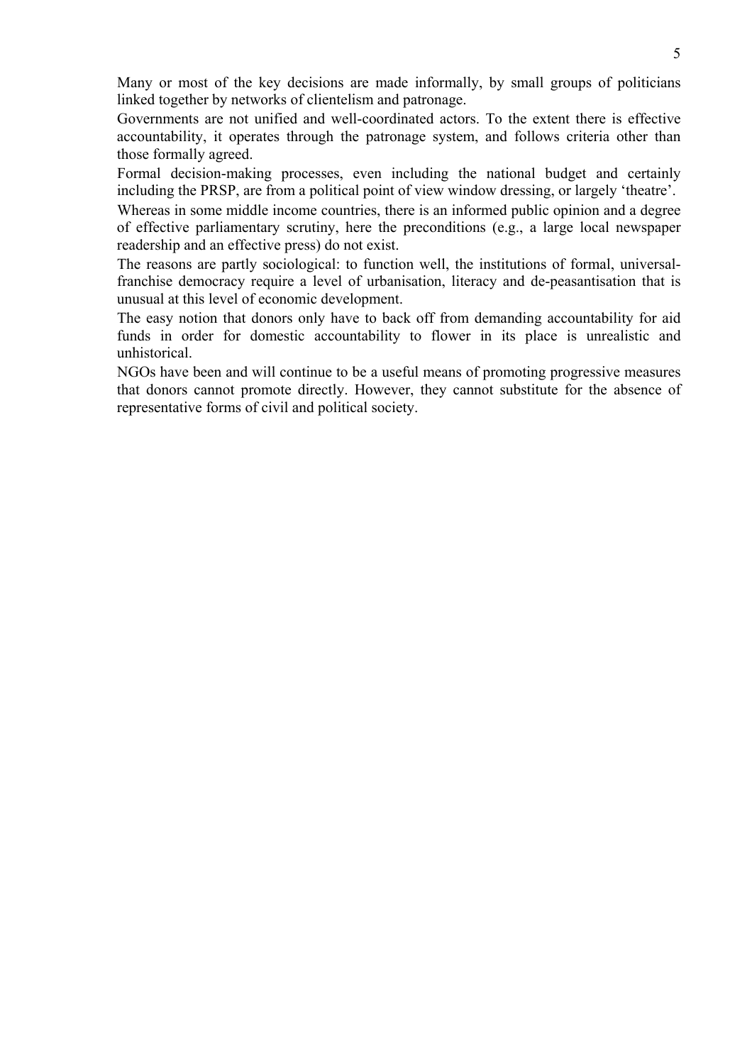Many or most of the key decisions are made informally, by small groups of politicians linked together by networks of clientelism and patronage.

Governments are not unified and well-coordinated actors. To the extent there is effective accountability, it operates through the patronage system, and follows criteria other than those formally agreed.

Formal decision-making processes, even including the national budget and certainly including the PRSP, are from a political point of view window dressing, or largely 'theatre'.

Whereas in some middle income countries, there is an informed public opinion and a degree of effective parliamentary scrutiny, here the preconditions (e.g., a large local newspaper readership and an effective press) do not exist.

The reasons are partly sociological: to function well, the institutions of formal, universal-franchise democracy require a level of urbanisation, literacy and de-peasantisation that is unusual at this level of economic development.

The easy notion that donors only have to back off from demanding accountability for aid funds in order for domestic accountability to flower in its place is unrealistic and unhistorical.

NGOs have been and will continue to be a useful means of promoting progressive measures that donors cannot promote directly. However, they cannot substitute for the absence of representative forms of civil and political society.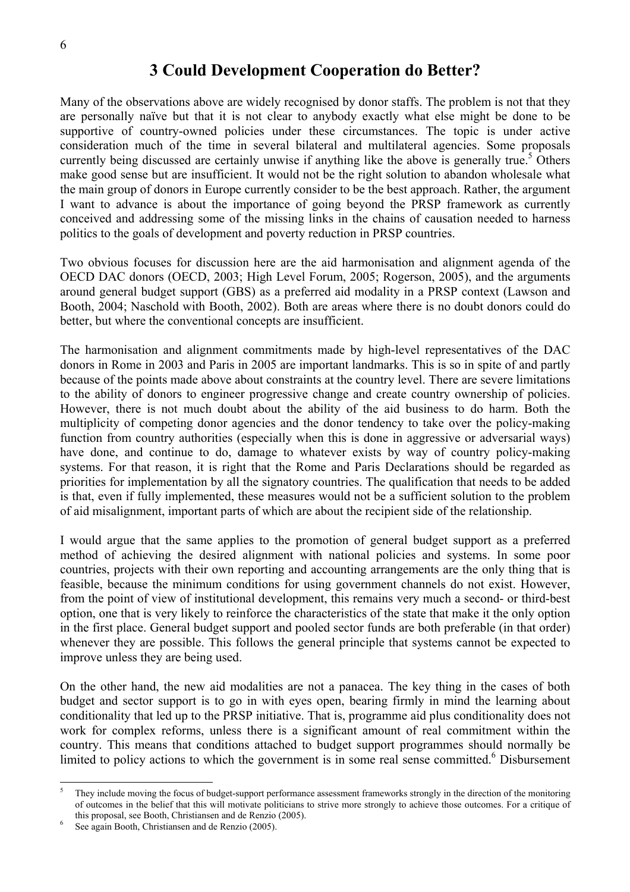# 3 Could Development Cooperation do Better?

Many of the observations above are widely recognised by donor staffs. The problem is not that they are personally naïve but that it is not clear to anybody exactly what else might be done to be supportive of country-owned policies under these circumstances. The topic is under active consideration much of the time in several bilateral and multilateral agencies. Some proposals currently being discussed are certainly unwise if anything like the above is generally true.[5] Others make good sense but are insufficient. It would not be the right solution to abandon wholesale what the main group of donors in Europe currently consider to be the best approach. Rather, the argument I want to advance is about the importance of going beyond the PRSP framework as currently conceived and addressing some of the missing links in the chains of causation needed to harness politics to the goals of development and poverty reduction in PRSP countries.

Two obvious focuses for discussion here are the aid harmonisation and alignment agenda of the OECD DAC donors (OECD, 2003; High Level Forum, 2005; Rogerson, 2005), and the arguments around general budget support (GBS) as a preferred aid modality in a PRSP context (Lawson and Booth, 2004; Naschold with Booth, 2002). Both are areas where there is no doubt donors could do better, but where the conventional concepts are insufficient.

The harmonisation and alignment commitments made by high-level representatives of the DAC donors in Rome in 2003 and Paris in 2005 are important landmarks. This is so in spite of and partly because of the points made above about constraints at the country level. There are severe limitations to the ability of donors to engineer progressive change and create country ownership of policies. However, there is not much doubt about the ability of the aid business to do harm. Both the multiplicity of competing donor agencies and the donor tendency to take over the policy-making function from country authorities (especially when this is done in aggressive or adversarial ways) have done, and continue to do, damage to whatever exists by way of country policy-making systems. For that reason, it is right that the Rome and Paris Declarations should be regarded as priorities for implementation by all the signatory countries. The qualification that needs to be added is that, even if fully implemented, these measures would not be a sufficient solution to the problem of aid misalignment, important parts of which are about the recipient side of the relationship.

I would argue that the same applies to the promotion of general budget support as a preferred method of achieving the desired alignment with national policies and systems. In some poor countries, projects with their own reporting and accounting arrangements are the only thing that is feasible, because the minimum conditions for using government channels do not exist. However, from the point of view of institutional development, this remains very much a second- or third-best option, one that is very likely to reinforce the characteristics of the state that make it the only option in the first place. General budget support and pooled sector funds are both preferable (in that order) whenever they are possible. This follows the general principle that systems cannot be expected to improve unless they are being used.

On the other hand, the new aid modalities are not a panacea. The key thing in the cases of both budget and sector support is to go in with eyes open, bearing firmly in mind the learning about conditionality that led up to the PRSP initiative. That is, programme aid plus conditionality does not work for complex reforms, unless there is a significant amount of real commitment within the country. This means that conditions attached to budget support programmes should normally be limited to policy actions to which the government is in some real sense committed.[6] Disbursement

---

[5] They include moving the focus of budget-support performance assessment frameworks strongly in the direction of the monitoring of outcomes in the belief that this will motivate politicians to strive more strongly to achieve those outcomes. For a critique of this proposal, see Booth, Christiansen and de Renzio (2005).

[6] See again Booth, Christiansen and de Renzio (2005).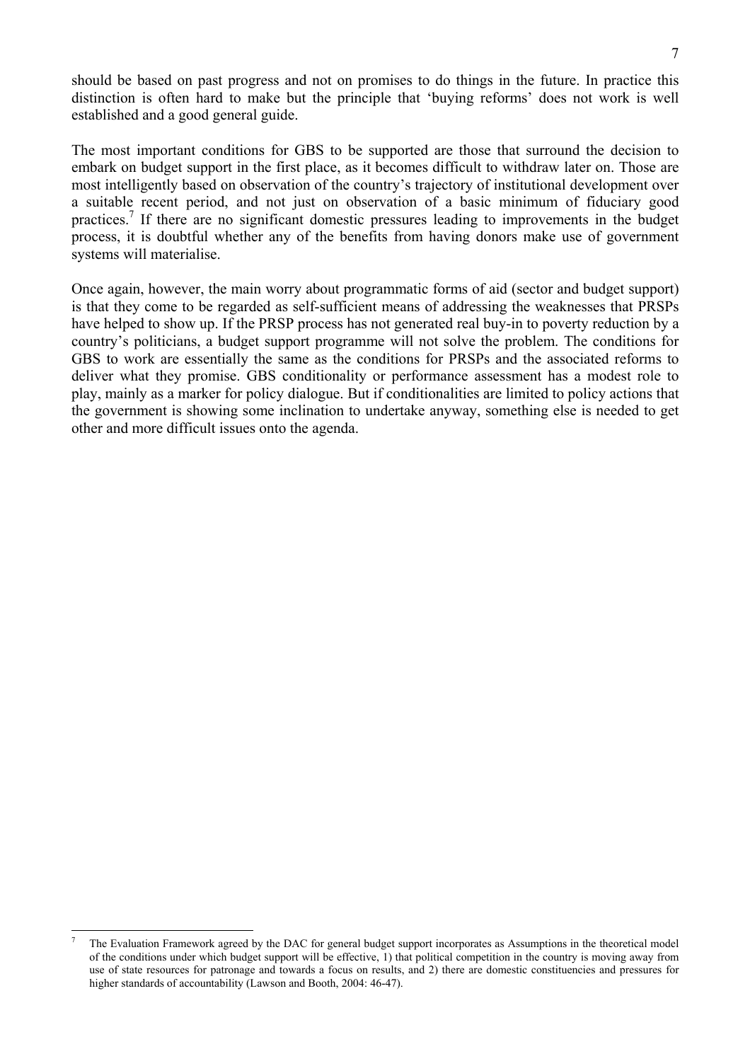should be based on past progress and not on promises to do things in the future. In practice this distinction is often hard to make but the principle that 'buying reforms' does not work is well established and a good general guide.

The most important conditions for GBS to be supported are those that surround the decision to embark on budget support in the first place, as it becomes difficult to withdraw later on. Those are most intelligently based on observation of the country's trajectory of institutional development over a suitable recent period, and not just on observation of a basic minimum of fiduciary good practices.[7] If there are no significant domestic pressures leading to improvements in the budget process, it is doubtful whether any of the benefits from having donors make use of government systems will materialise.

Once again, however, the main worry about programmatic forms of aid (sector and budget support) is that they come to be regarded as self-sufficient means of addressing the weaknesses that PRSPs have helped to show up. If the PRSP process has not generated real buy-in to poverty reduction by a country's politicians, a budget support programme will not solve the problem. The conditions for GBS to work are essentially the same as the conditions for PRSPs and the associated reforms to deliver what they promise. GBS conditionality or performance assessment has a modest role to play, mainly as a marker for policy dialogue. But if conditionalities are limited to policy actions that the government is showing some inclination to undertake anyway, something else is needed to get other and more difficult issues onto the agenda.

---

[7] The Evaluation Framework agreed by the DAC for general budget support incorporates as Assumptions in the theoretical model of the conditions under which budget support will be effective, 1) that political competition in the country is moving away from use of state resources for patronage and towards a focus on results, and 2) there are domestic constituencies and pressures for higher standards of accountability (Lawson and Booth, 2004: 46-47).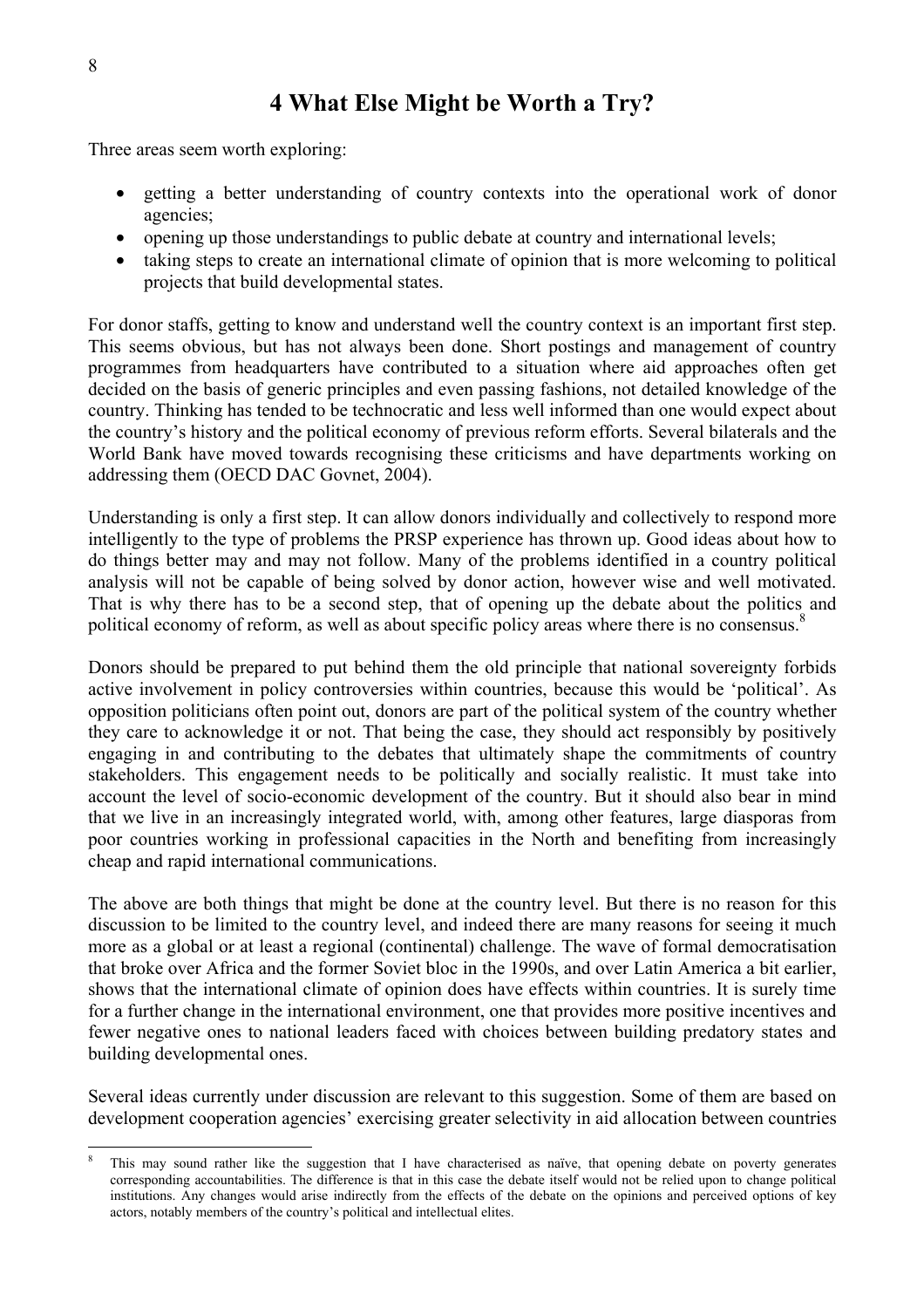# 4 What Else Might be Worth a Try?

Three areas seem worth exploring:

- getting a better understanding of country contexts into the operational work of donor agencies;
- opening up those understandings to public debate at country and international levels;
- taking steps to create an international climate of opinion that is more welcoming to political projects that build developmental states.

For donor staffs, getting to know and understand well the country context is an important first step. This seems obvious, but has not always been done. Short postings and management of country programmes from headquarters have contributed to a situation where aid approaches often get decided on the basis of generic principles and even passing fashions, not detailed knowledge of the country. Thinking has tended to be technocratic and less well informed than one would expect about the country's history and the political economy of previous reform efforts. Several bilaterals and the World Bank have moved towards recognising these criticisms and have departments working on addressing them (OECD DAC Govnet, 2004).

Understanding is only a first step. It can allow donors individually and collectively to respond more intelligently to the type of problems the PRSP experience has thrown up. Good ideas about how to do things better may and may not follow. Many of the problems identified in a country political analysis will not be capable of being solved by donor action, however wise and well motivated. That is why there has to be a second step, that of opening up the debate about the politics and political economy of reform, as well as about specific policy areas where there is no consensus.[8]

Donors should be prepared to put behind them the old principle that national sovereignty forbids active involvement in policy controversies within countries, because this would be 'political'. As opposition politicians often point out, donors are part of the political system of the country whether they care to acknowledge it or not. That being the case, they should act responsibly by positively engaging in and contributing to the debates that ultimately shape the commitments of country stakeholders. This engagement needs to be politically and socially realistic. It must take into account the level of socio-economic development of the country. But it should also bear in mind that we live in an increasingly integrated world, with, among other features, large diasporas from poor countries working in professional capacities in the North and benefiting from increasingly cheap and rapid international communications.

The above are both things that might be done at the country level. But there is no reason for this discussion to be limited to the country level, and indeed there are many reasons for seeing it much more as a global or at least a regional (continental) challenge. The wave of formal democratisation that broke over Africa and the former Soviet bloc in the 1990s, and over Latin America a bit earlier, shows that the international climate of opinion does have effects within countries. It is surely time for a further change in the international environment, one that provides more positive incentives and fewer negative ones to national leaders faced with choices between building predatory states and building developmental ones.

Several ideas currently under discussion are relevant to this suggestion. Some of them are based on development cooperation agencies' exercising greater selectivity in aid allocation between countries

---

[8] This may sound rather like the suggestion that I have characterised as naïve, that opening debate on poverty generates corresponding accountabilities. The difference is that in this case the debate itself would not be relied upon to change political institutions. Any changes would arise indirectly from the effects of the debate on the opinions and perceived options of key actors, notably members of the country's political and intellectual elites.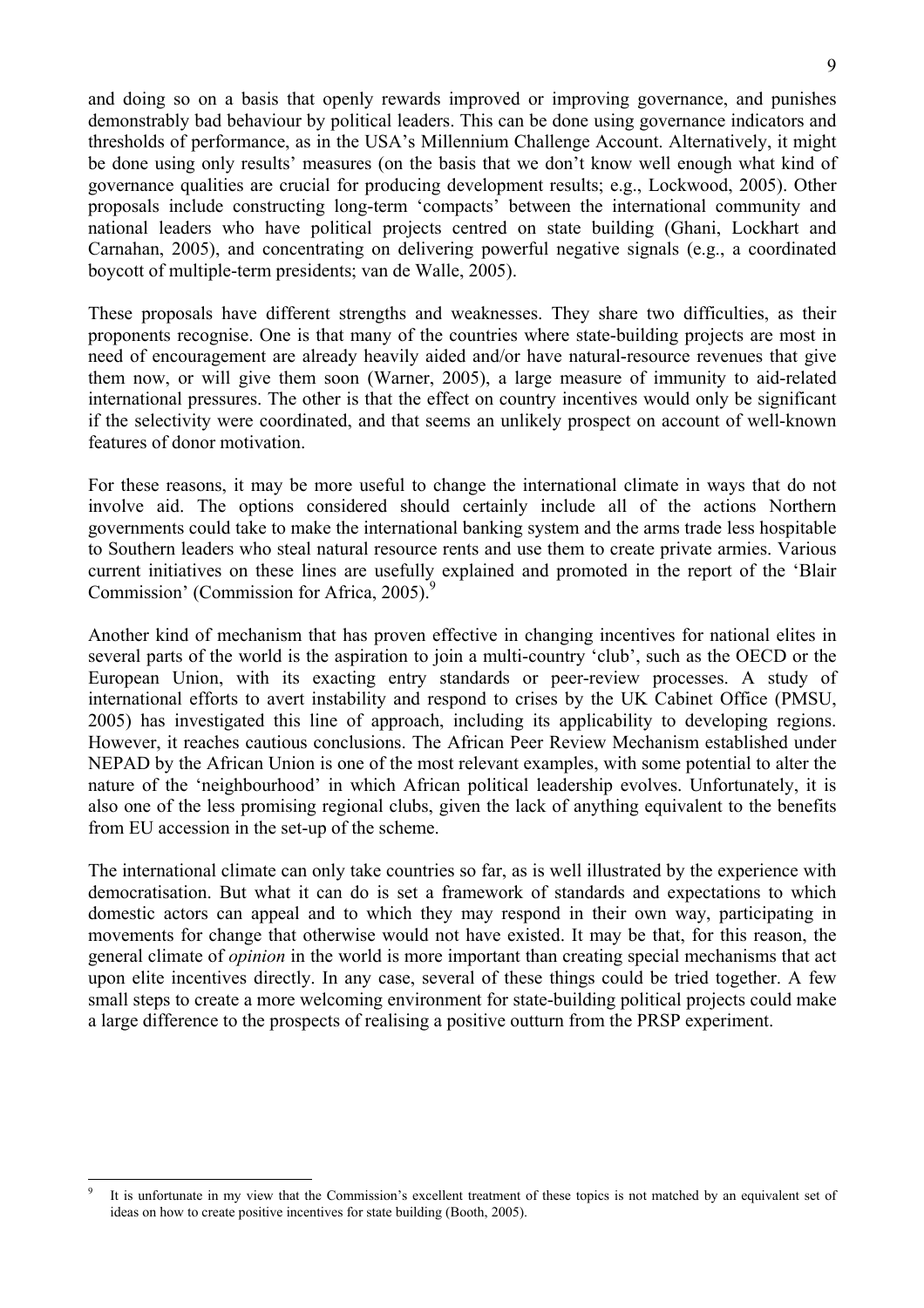and doing so on a basis that openly rewards improved or improving governance, and punishes demonstrably bad behaviour by political leaders. This can be done using governance indicators and thresholds of performance, as in the USA's Millennium Challenge Account. Alternatively, it might be done using only results' measures (on the basis that we don't know well enough what kind of governance qualities are crucial for producing development results; e.g., Lockwood, 2005). Other proposals include constructing long-term 'compacts' between the international community and national leaders who have political projects centred on state building (Ghani, Lockhart and Carnahan, 2005), and concentrating on delivering powerful negative signals (e.g., a coordinated boycott of multiple-term presidents; van de Walle, 2005).

These proposals have different strengths and weaknesses. They share two difficulties, as their proponents recognise. One is that many of the countries where state-building projects are most in need of encouragement are already heavily aided and/or have natural-resource revenues that give them now, or will give them soon (Warner, 2005), a large measure of immunity to aid-related international pressures. The other is that the effect on country incentives would only be significant if the selectivity were coordinated, and that seems an unlikely prospect on account of well-known features of donor motivation.

For these reasons, it may be more useful to change the international climate in ways that do not involve aid. The options considered should certainly include all of the actions Northern governments could take to make the international banking system and the arms trade less hospitable to Southern leaders who steal natural resource rents and use them to create private armies. Various current initiatives on these lines are usefully explained and promoted in the report of the 'Blair Commission' (Commission for Africa, 2005).[9]

Another kind of mechanism that has proven effective in changing incentives for national elites in several parts of the world is the aspiration to join a multi-country 'club', such as the OECD or the European Union, with its exacting entry standards or peer-review processes. A study of international efforts to avert instability and respond to crises by the UK Cabinet Office (PMSU, 2005) has investigated this line of approach, including its applicability to developing regions. However, it reaches cautious conclusions. The African Peer Review Mechanism established under NEPAD by the African Union is one of the most relevant examples, with some potential to alter the nature of the 'neighbourhood' in which African political leadership evolves. Unfortunately, it is also one of the less promising regional clubs, given the lack of anything equivalent to the benefits from EU accession in the set-up of the scheme.

The international climate can only take countries so far, as is well illustrated by the experience with democratisation. But what it can do is set a framework of standards and expectations to which domestic actors can appeal and to which they may respond in their own way, participating in movements for change that otherwise would not have existed. It may be that, for this reason, the general climate of *opinion* in the world is more important than creating special mechanisms that act upon elite incentives directly. In any case, several of these things could be tried together. A few small steps to create a more welcoming environment for state-building political projects could make a large difference to the prospects of realising a positive outturn from the PRSP experiment.

[9] It is unfortunate in my view that the Commission's excellent treatment of these topics is not matched by an equivalent set of ideas on how to create positive incentives for state building (Booth, 2005).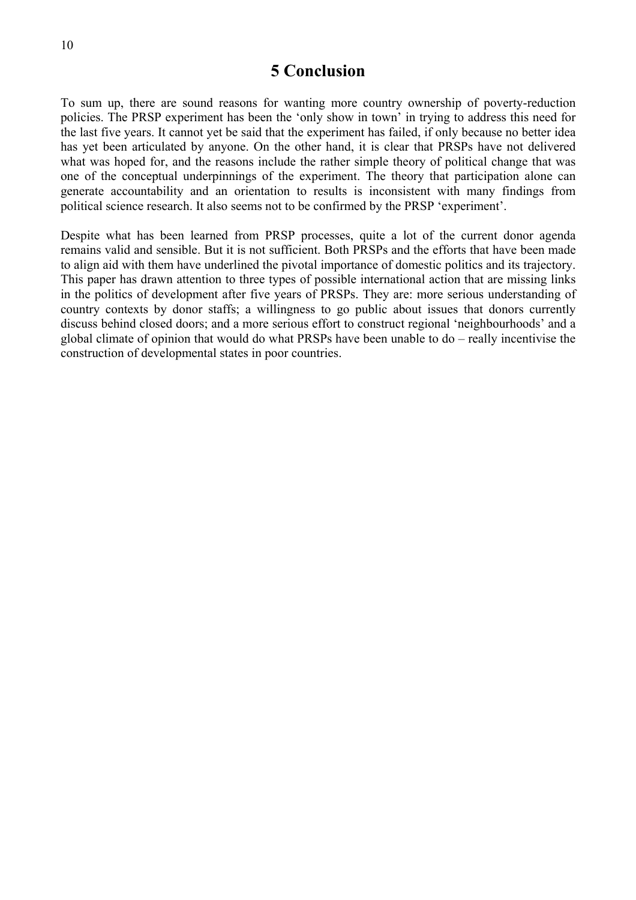# 5 Conclusion

To sum up, there are sound reasons for wanting more country ownership of poverty-reduction policies. The PRSP experiment has been the 'only show in town' in trying to address this need for the last five years. It cannot yet be said that the experiment has failed, if only because no better idea has yet been articulated by anyone. On the other hand, it is clear that PRSPs have not delivered what was hoped for, and the reasons include the rather simple theory of political change that was one of the conceptual underpinnings of the experiment. The theory that participation alone can generate accountability and an orientation to results is inconsistent with many findings from political science research. It also seems not to be confirmed by the PRSP 'experiment'.

Despite what has been learned from PRSP processes, quite a lot of the current donor agenda remains valid and sensible. But it is not sufficient. Both PRSPs and the efforts that have been made to align aid with them have underlined the pivotal importance of domestic politics and its trajectory. This paper has drawn attention to three types of possible international action that are missing links in the politics of development after five years of PRSPs. They are: more serious understanding of country contexts by donor staffs; a willingness to go public about issues that donors currently discuss behind closed doors; and a more serious effort to construct regional 'neighbourhoods' and a global climate of opinion that would do what PRSPs have been unable to do – really incentivise the construction of developmental states in poor countries.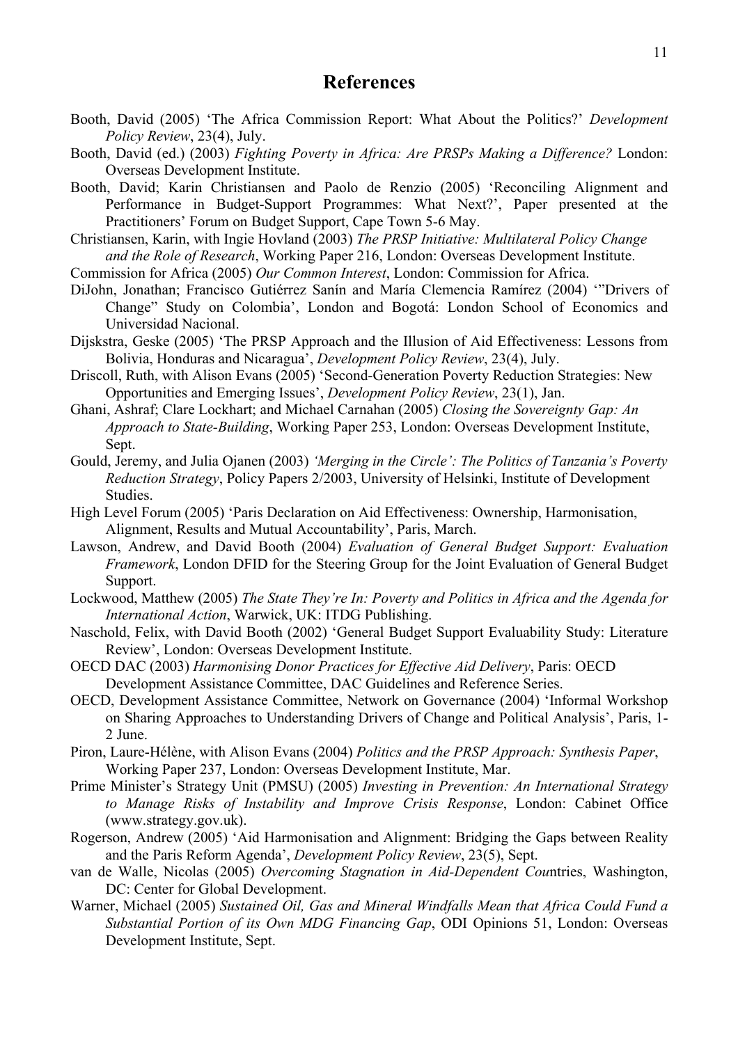# References

Booth, David (2005) 'The Africa Commission Report: What About the Politics?' *Development Policy Review*, 23(4), July.

Booth, David (ed.) (2003) *Fighting Poverty in Africa: Are PRSPs Making a Difference?* London: Overseas Development Institute.

Booth, David; Karin Christiansen and Paolo de Renzio (2005) 'Reconciling Alignment and Performance in Budget-Support Programmes: What Next?', Paper presented at the Practitioners' Forum on Budget Support, Cape Town 5-6 May.

Christiansen, Karin, with Ingie Hovland (2003) *The PRSP Initiative: Multilateral Policy Change and the Role of Research*, Working Paper 216, London: Overseas Development Institute.

Commission for Africa (2005) *Our Common Interest*, London: Commission for Africa.

DiJohn, Jonathan; Francisco Gutiérrez Sanín and María Clemencia Ramírez (2004) '"Drivers of Change" Study on Colombia', London and Bogotá: London School of Economics and Universidad Nacional.

Dijskstra, Geske (2005) 'The PRSP Approach and the Illusion of Aid Effectiveness: Lessons from Bolivia, Honduras and Nicaragua', *Development Policy Review*, 23(4), July.

Driscoll, Ruth, with Alison Evans (2005) 'Second-Generation Poverty Reduction Strategies: New Opportunities and Emerging Issues', *Development Policy Review*, 23(1), Jan.

Ghani, Ashraf; Clare Lockhart; and Michael Carnahan (2005) *Closing the Sovereignty Gap: An Approach to State-Building*, Working Paper 253, London: Overseas Development Institute, Sept.

Gould, Jeremy, and Julia Ojanen (2003) *'Merging in the Circle': The Politics of Tanzania's Poverty Reduction Strategy*, Policy Papers 2/2003, University of Helsinki, Institute of Development Studies.

High Level Forum (2005) 'Paris Declaration on Aid Effectiveness: Ownership, Harmonisation, Alignment, Results and Mutual Accountability', Paris, March.

Lawson, Andrew, and David Booth (2004) *Evaluation of General Budget Support: Evaluation Framework*, London DFID for the Steering Group for the Joint Evaluation of General Budget Support.

Lockwood, Matthew (2005) *The State They're In: Poverty and Politics in Africa and the Agenda for International Action*, Warwick, UK: ITDG Publishing.

Naschold, Felix, with David Booth (2002) 'General Budget Support Evaluability Study: Literature Review', London: Overseas Development Institute.

OECD DAC (2003) *Harmonising Donor Practices for Effective Aid Delivery*, Paris: OECD Development Assistance Committee, DAC Guidelines and Reference Series.

OECD, Development Assistance Committee, Network on Governance (2004) 'Informal Workshop on Sharing Approaches to Understanding Drivers of Change and Political Analysis', Paris, 1-2 June.

Piron, Laure-Hélène, with Alison Evans (2004) *Politics and the PRSP Approach: Synthesis Paper*, Working Paper 237, London: Overseas Development Institute, Mar.

Prime Minister's Strategy Unit (PMSU) (2005) *Investing in Prevention: An International Strategy to Manage Risks of Instability and Improve Crisis Response*, London: Cabinet Office (www.strategy.gov.uk).

Rogerson, Andrew (2005) 'Aid Harmonisation and Alignment: Bridging the Gaps between Reality and the Paris Reform Agenda', *Development Policy Review*, 23(5), Sept.

van de Walle, Nicolas (2005) *Overcoming Stagnation in Aid-Dependent Cou*ntries, Washington, DC: Center for Global Development.

Warner, Michael (2005) *Sustained Oil, Gas and Mineral Windfalls Mean that Africa Could Fund a Substantial Portion of its Own MDG Financing Gap*, ODI Opinions 51, London: Overseas Development Institute, Sept.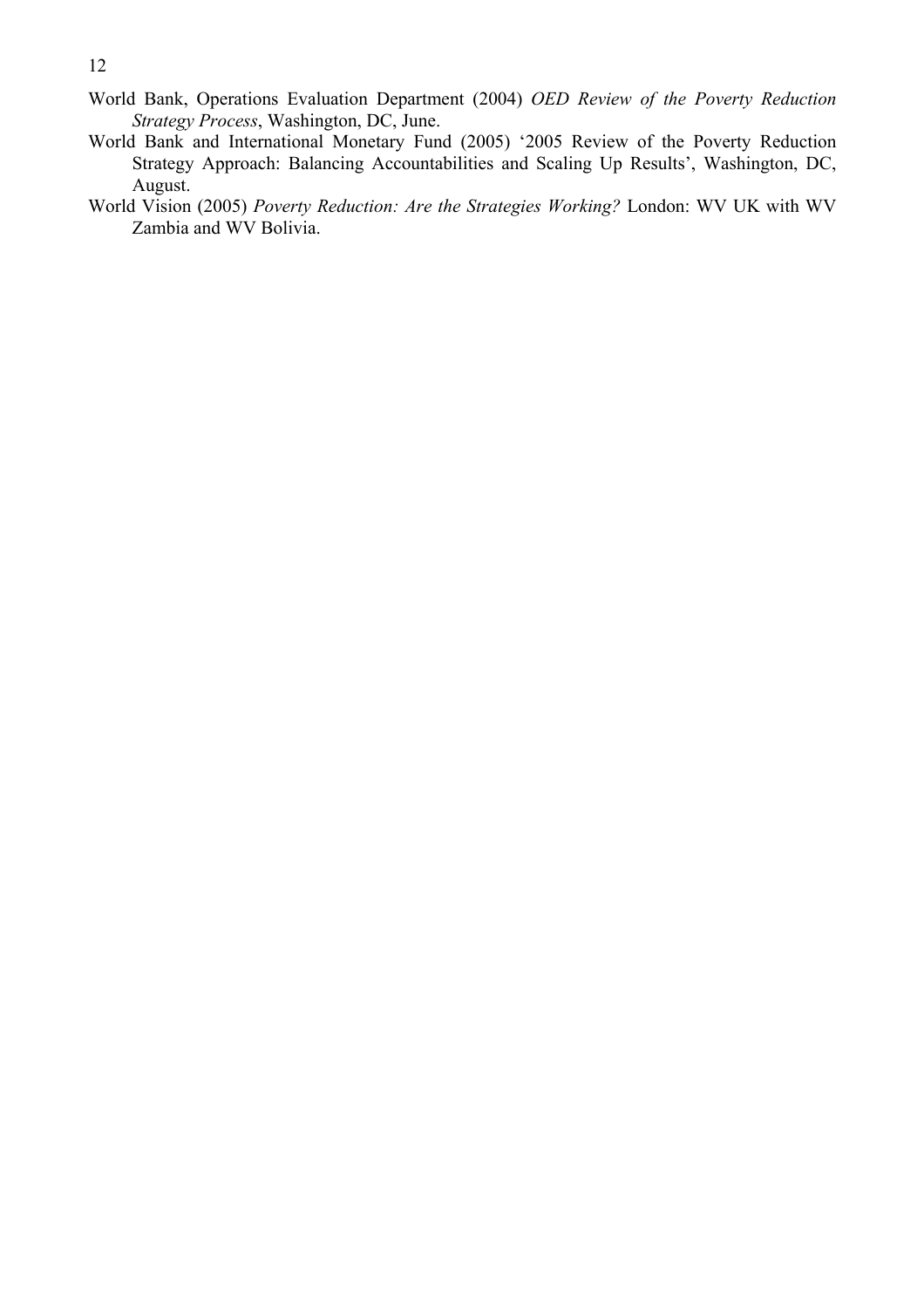World Bank, Operations Evaluation Department (2004) *OED Review of the Poverty Reduction Strategy Process*, Washington, DC, June.

World Bank and International Monetary Fund (2005) '2005 Review of the Poverty Reduction Strategy Approach: Balancing Accountabilities and Scaling Up Results', Washington, DC, August.

World Vision (2005) *Poverty Reduction: Are the Strategies Working?* London: WV UK with WV Zambia and WV Bolivia.